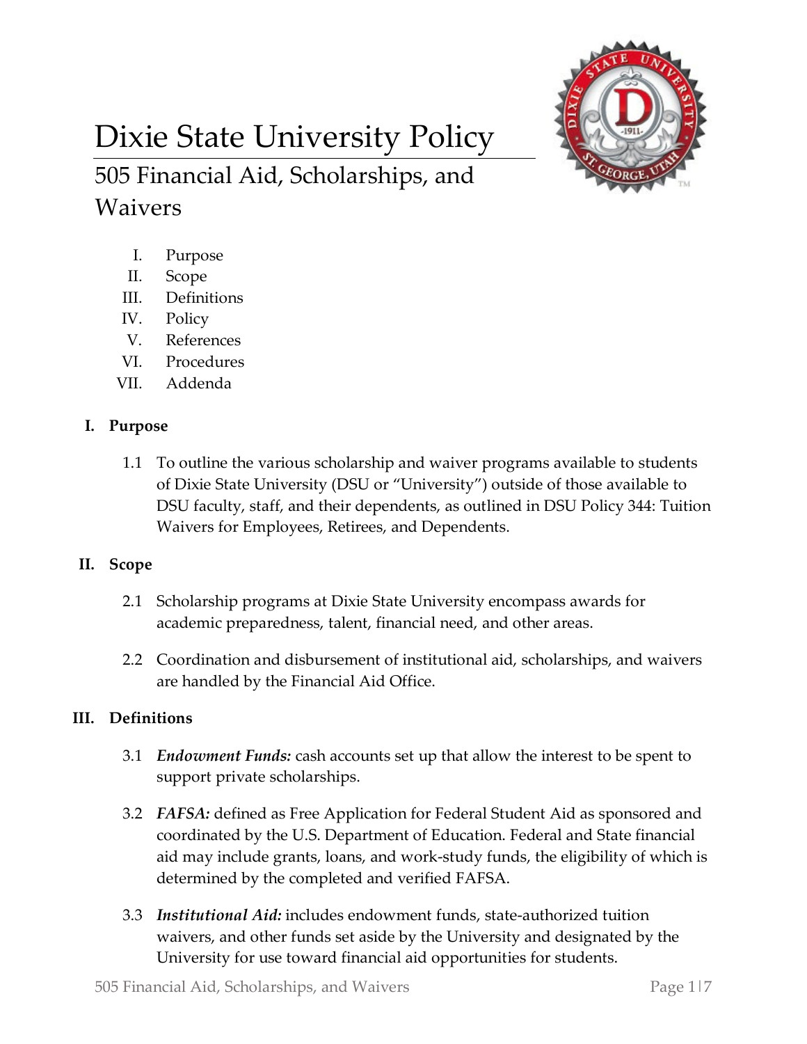# Dixie State University Policy

## 505 Financial Aid, Scholarships, and Waivers

I. Purpose
II. Scope
III. Definitions
IV. Policy
V. References
VI. Procedures
VII. Addenda

### I. Purpose

1.1 To outline the various scholarship and waiver programs available to students of Dixie State University (DSU or "University") outside of those available to DSU faculty, staff, and their dependents, as outlined in DSU Policy 344: Tuition Waivers for Employees, Retirees, and Dependents.

### II. Scope

2.1 Scholarship programs at Dixie State University encompass awards for academic preparedness, talent, financial need, and other areas.

2.2 Coordination and disbursement of institutional aid, scholarships, and waivers are handled by the Financial Aid Office.

### III. Definitions

3.1 ***Endowment Funds:*** cash accounts set up that allow the interest to be spent to support private scholarships.

3.2 ***FAFSA:*** defined as Free Application for Federal Student Aid as sponsored and coordinated by the U.S. Department of Education. Federal and State financial aid may include grants, loans, and work-study funds, the eligibility of which is determined by the completed and verified FAFSA.

3.3 ***Institutional Aid:*** includes endowment funds, state-authorized tuition waivers, and other funds set aside by the University and designated by the University for use toward financial aid opportunities for students.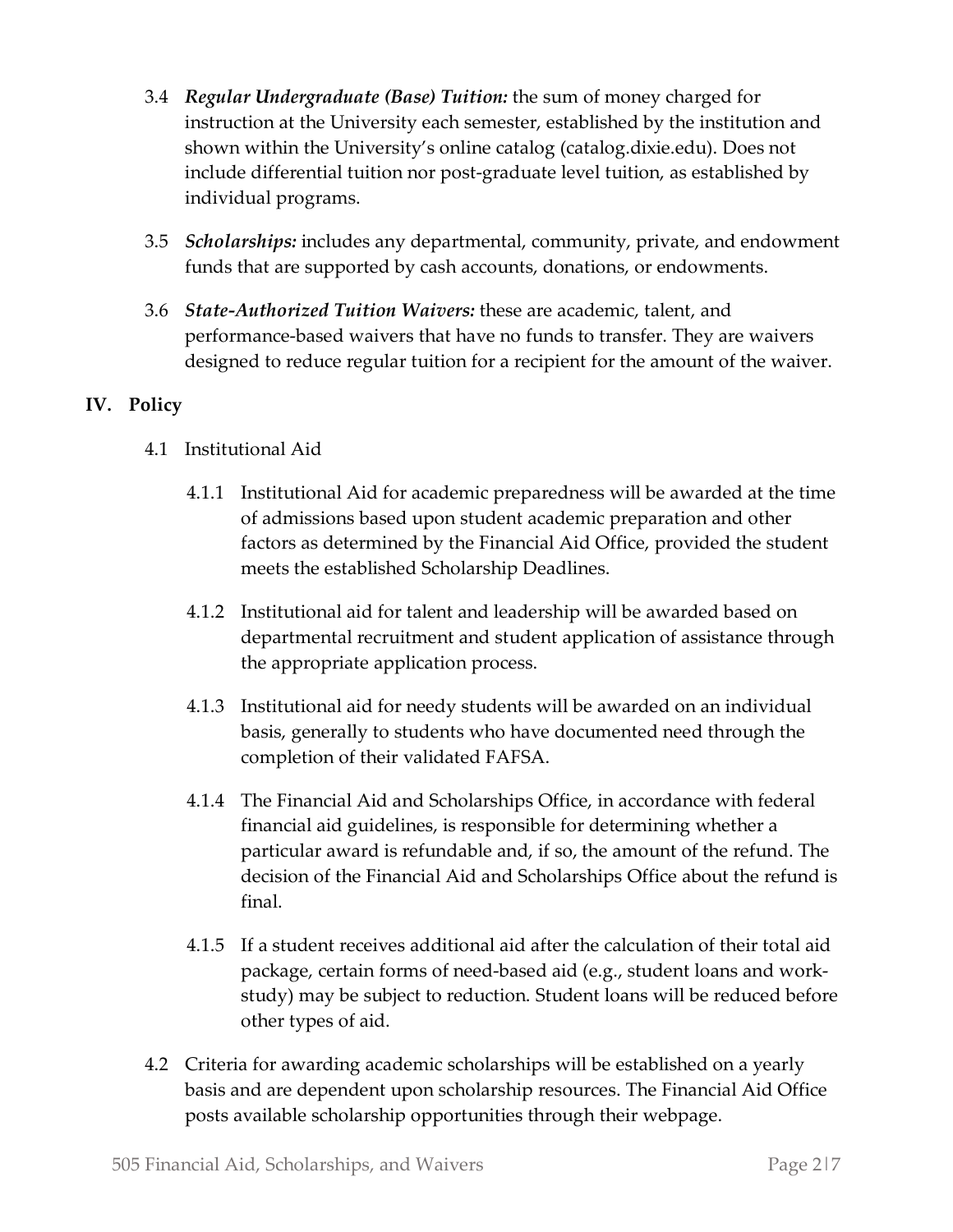3.4 ***Regular Undergraduate (Base) Tuition:*** the sum of money charged for instruction at the University each semester, established by the institution and shown within the University's online catalog (catalog.dixie.edu). Does not include differential tuition nor post-graduate level tuition, as established by individual programs.

3.5 ***Scholarships:*** includes any departmental, community, private, and endowment funds that are supported by cash accounts, donations, or endowments.

3.6 ***State-Authorized Tuition Waivers:*** these are academic, talent, and performance-based waivers that have no funds to transfer. They are waivers designed to reduce regular tuition for a recipient for the amount of the waiver.

## IV. Policy

4.1 Institutional Aid

4.1.1 Institutional Aid for academic preparedness will be awarded at the time of admissions based upon student academic preparation and other factors as determined by the Financial Aid Office, provided the student meets the established Scholarship Deadlines.

4.1.2 Institutional aid for talent and leadership will be awarded based on departmental recruitment and student application of assistance through the appropriate application process.

4.1.3 Institutional aid for needy students will be awarded on an individual basis, generally to students who have documented need through the completion of their validated FAFSA.

4.1.4 The Financial Aid and Scholarships Office, in accordance with federal financial aid guidelines, is responsible for determining whether a particular award is refundable and, if so, the amount of the refund. The decision of the Financial Aid and Scholarships Office about the refund is final.

4.1.5 If a student receives additional aid after the calculation of their total aid package, certain forms of need-based aid (e.g., student loans and work-study) may be subject to reduction. Student loans will be reduced before other types of aid.

4.2 Criteria for awarding academic scholarships will be established on a yearly basis and are dependent upon scholarship resources. The Financial Aid Office posts available scholarship opportunities through their webpage.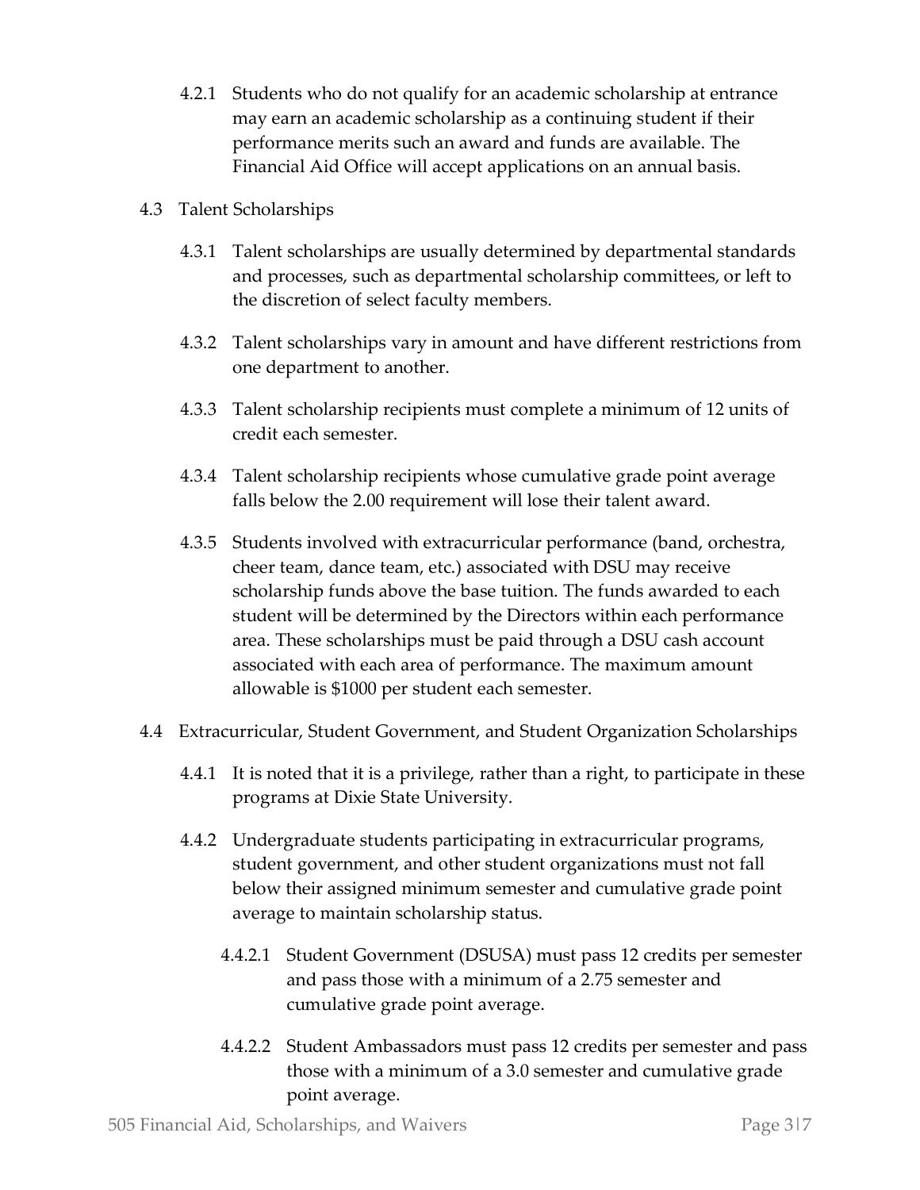4.2.1 Students who do not qualify for an academic scholarship at entrance may earn an academic scholarship as a continuing student if their performance merits such an award and funds are available. The Financial Aid Office will accept applications on an annual basis.

4.3 Talent Scholarships

4.3.1 Talent scholarships are usually determined by departmental standards and processes, such as departmental scholarship committees, or left to the discretion of select faculty members.

4.3.2 Talent scholarships vary in amount and have different restrictions from one department to another.

4.3.3 Talent scholarship recipients must complete a minimum of 12 units of credit each semester.

4.3.4 Talent scholarship recipients whose cumulative grade point average falls below the 2.00 requirement will lose their talent award.

4.3.5 Students involved with extracurricular performance (band, orchestra, cheer team, dance team, etc.) associated with DSU may receive scholarship funds above the base tuition. The funds awarded to each student will be determined by the Directors within each performance area. These scholarships must be paid through a DSU cash account associated with each area of performance. The maximum amount allowable is $1000 per student each semester.

4.4 Extracurricular, Student Government, and Student Organization Scholarships

4.4.1 It is noted that it is a privilege, rather than a right, to participate in these programs at Dixie State University.

4.4.2 Undergraduate students participating in extracurricular programs, student government, and other student organizations must not fall below their assigned minimum semester and cumulative grade point average to maintain scholarship status.

4.4.2.1 Student Government (DSUSA) must pass 12 credits per semester and pass those with a minimum of a 2.75 semester and cumulative grade point average.

4.4.2.2 Student Ambassadors must pass 12 credits per semester and pass those with a minimum of a 3.0 semester and cumulative grade point average.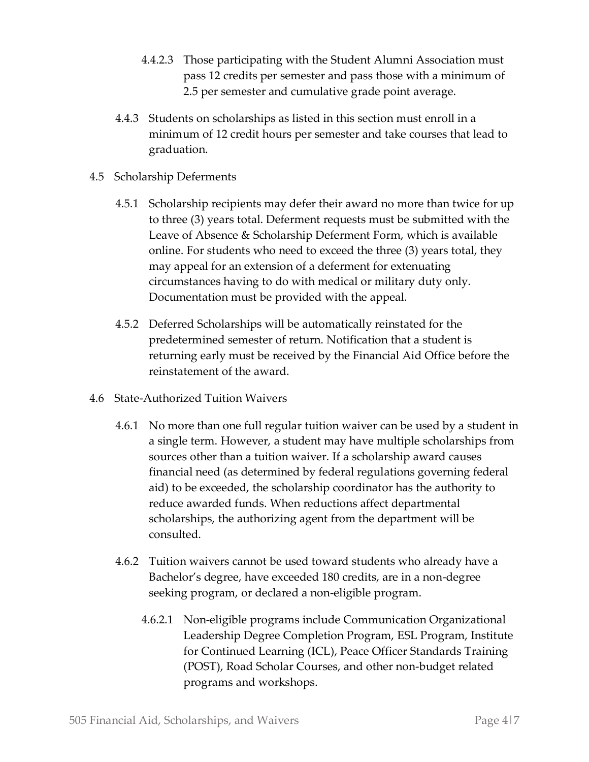4.4.2.3 Those participating with the Student Alumni Association must pass 12 credits per semester and pass those with a minimum of 2.5 per semester and cumulative grade point average.

4.4.3 Students on scholarships as listed in this section must enroll in a minimum of 12 credit hours per semester and take courses that lead to graduation.

4.5 Scholarship Deferments

4.5.1 Scholarship recipients may defer their award no more than twice for up to three (3) years total. Deferment requests must be submitted with the Leave of Absence & Scholarship Deferment Form, which is available online. For students who need to exceed the three (3) years total, they may appeal for an extension of a deferment for extenuating circumstances having to do with medical or military duty only. Documentation must be provided with the appeal.

4.5.2 Deferred Scholarships will be automatically reinstated for the predetermined semester of return. Notification that a student is returning early must be received by the Financial Aid Office before the reinstatement of the award.

4.6 State-Authorized Tuition Waivers

4.6.1 No more than one full regular tuition waiver can be used by a student in a single term. However, a student may have multiple scholarships from sources other than a tuition waiver. If a scholarship award causes financial need (as determined by federal regulations governing federal aid) to be exceeded, the scholarship coordinator has the authority to reduce awarded funds. When reductions affect departmental scholarships, the authorizing agent from the department will be consulted.

4.6.2 Tuition waivers cannot be used toward students who already have a Bachelor's degree, have exceeded 180 credits, are in a non-degree seeking program, or declared a non-eligible program.

4.6.2.1 Non-eligible programs include Communication Organizational Leadership Degree Completion Program, ESL Program, Institute for Continued Learning (ICL), Peace Officer Standards Training (POST), Road Scholar Courses, and other non-budget related programs and workshops.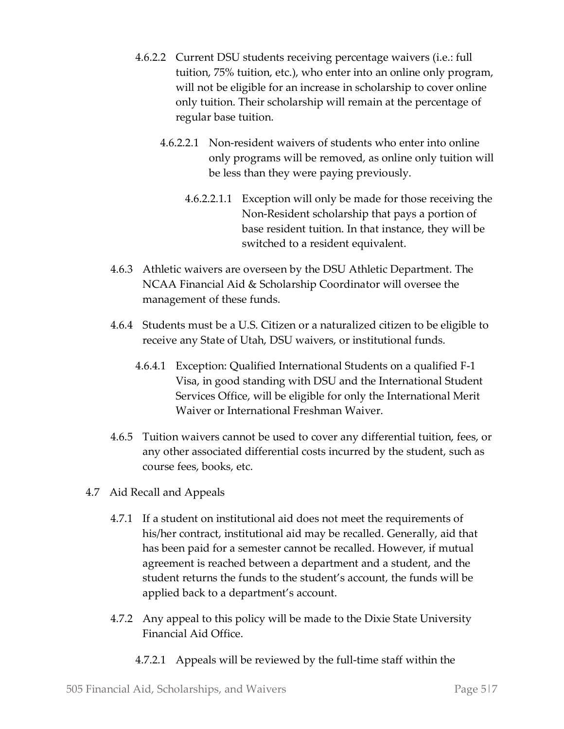4.6.2.2 Current DSU students receiving percentage waivers (i.e.: full tuition, 75% tuition, etc.), who enter into an online only program, will not be eligible for an increase in scholarship to cover online only tuition. Their scholarship will remain at the percentage of regular base tuition.

4.6.2.2.1 Non-resident waivers of students who enter into online only programs will be removed, as online only tuition will be less than they were paying previously.

4.6.2.2.1.1 Exception will only be made for those receiving the Non-Resident scholarship that pays a portion of base resident tuition. In that instance, they will be switched to a resident equivalent.

4.6.3 Athletic waivers are overseen by the DSU Athletic Department. The NCAA Financial Aid & Scholarship Coordinator will oversee the management of these funds.

4.6.4 Students must be a U.S. Citizen or a naturalized citizen to be eligible to receive any State of Utah, DSU waivers, or institutional funds.

4.6.4.1 Exception: Qualified International Students on a qualified F-1 Visa, in good standing with DSU and the International Student Services Office, will be eligible for only the International Merit Waiver or International Freshman Waiver.

4.6.5 Tuition waivers cannot be used to cover any differential tuition, fees, or any other associated differential costs incurred by the student, such as course fees, books, etc.

4.7 Aid Recall and Appeals

4.7.1 If a student on institutional aid does not meet the requirements of his/her contract, institutional aid may be recalled. Generally, aid that has been paid for a semester cannot be recalled. However, if mutual agreement is reached between a department and a student, and the student returns the funds to the student's account, the funds will be applied back to a department's account.

4.7.2 Any appeal to this policy will be made to the Dixie State University Financial Aid Office.

4.7.2.1 Appeals will be reviewed by the full-time staff within the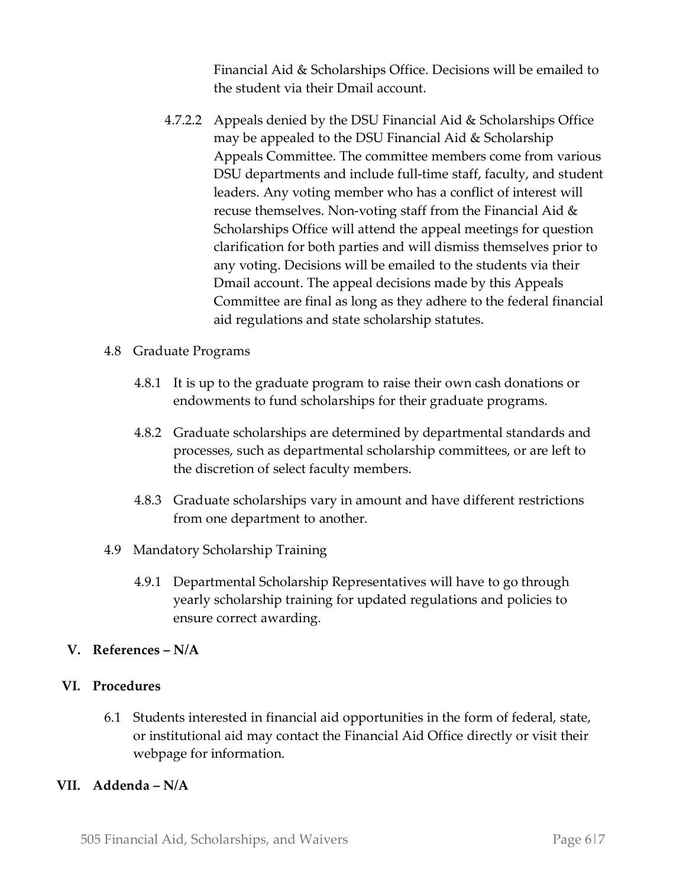Financial Aid & Scholarships Office. Decisions will be emailed to the student via their Dmail account.

4.7.2.2 Appeals denied by the DSU Financial Aid & Scholarships Office may be appealed to the DSU Financial Aid & Scholarship Appeals Committee. The committee members come from various DSU departments and include full-time staff, faculty, and student leaders. Any voting member who has a conflict of interest will recuse themselves. Non-voting staff from the Financial Aid & Scholarships Office will attend the appeal meetings for question clarification for both parties and will dismiss themselves prior to any voting. Decisions will be emailed to the students via their Dmail account. The appeal decisions made by this Appeals Committee are final as long as they adhere to the federal financial aid regulations and state scholarship statutes.

4.8 Graduate Programs

4.8.1 It is up to the graduate program to raise their own cash donations or endowments to fund scholarships for their graduate programs.

4.8.2 Graduate scholarships are determined by departmental standards and processes, such as departmental scholarship committees, or are left to the discretion of select faculty members.

4.8.3 Graduate scholarships vary in amount and have different restrictions from one department to another.

4.9 Mandatory Scholarship Training

4.9.1 Departmental Scholarship Representatives will have to go through yearly scholarship training for updated regulations and policies to ensure correct awarding.

## V. References – N/A

## VI. Procedures

6.1 Students interested in financial aid opportunities in the form of federal, state, or institutional aid may contact the Financial Aid Office directly or visit their webpage for information.

## VII. Addenda – N/A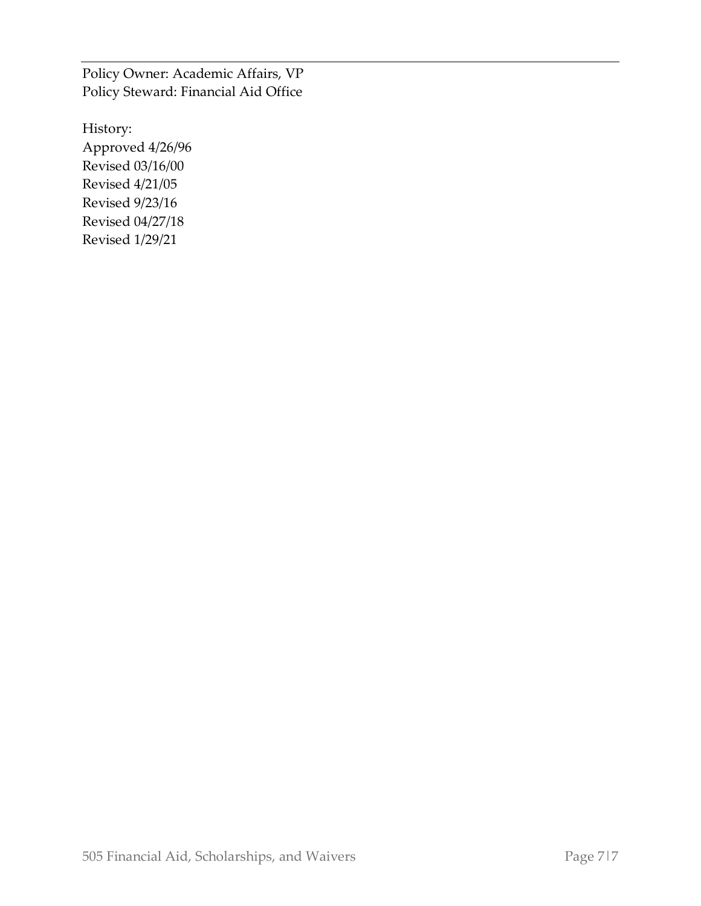---

Policy Owner: Academic Affairs, VP
Policy Steward: Financial Aid Office

History:
Approved 4/26/96
Revised 03/16/00
Revised 4/21/05
Revised 9/23/16
Revised 04/27/18
Revised 1/29/21